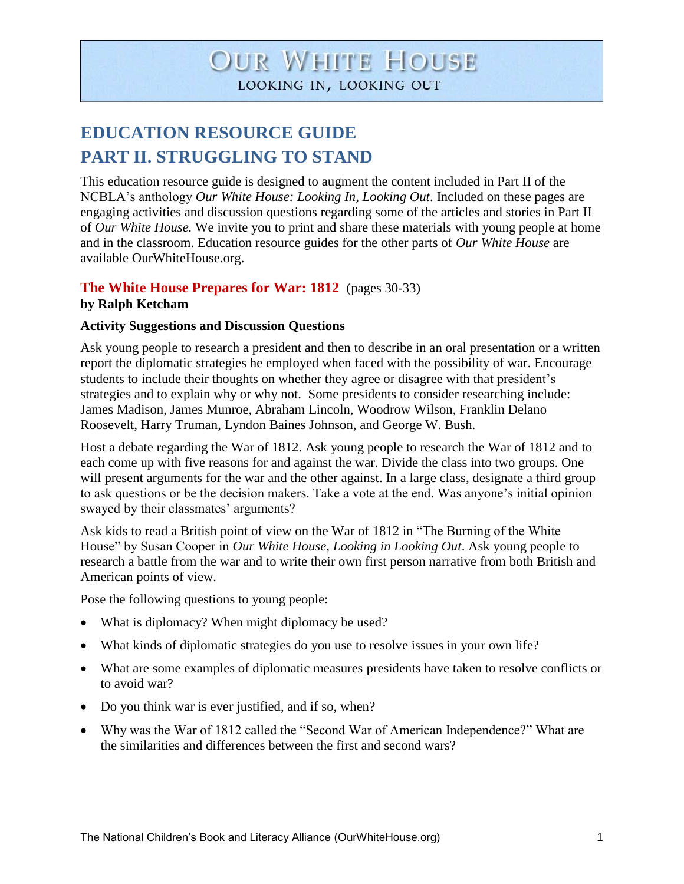# OUR WHITE HOUSE
LOOKING IN, LOOKING OUT

## EDUCATION RESOURCE GUIDE
## PART II. STRUGGLING TO STAND

This education resource guide is designed to augment the content included in Part II of the NCBLA's anthology *Our White House: Looking In, Looking Out*. Included on these pages are engaging activities and discussion questions regarding some of the articles and stories in Part II of *Our White House.* We invite you to print and share these materials with young people at home and in the classroom. Education resource guides for the other parts of *Our White House* are available OurWhiteHouse.org.

### The White House Prepares for War: 1812 (pages 30-33)
**by Ralph Ketcham**

**Activity Suggestions and Discussion Questions**

Ask young people to research a president and then to describe in an oral presentation or a written report the diplomatic strategies he employed when faced with the possibility of war. Encourage students to include their thoughts on whether they agree or disagree with that president's strategies and to explain why or why not. Some presidents to consider researching include: James Madison, James Munroe, Abraham Lincoln, Woodrow Wilson, Franklin Delano Roosevelt, Harry Truman, Lyndon Baines Johnson, and George W. Bush.

Host a debate regarding the War of 1812. Ask young people to research the War of 1812 and to each come up with five reasons for and against the war. Divide the class into two groups. One will present arguments for the war and the other against. In a large class, designate a third group to ask questions or be the decision makers. Take a vote at the end. Was anyone's initial opinion swayed by their classmates' arguments?

Ask kids to read a British point of view on the War of 1812 in "The Burning of the White House" by Susan Cooper in *Our White House, Looking in Looking Out*. Ask young people to research a battle from the war and to write their own first person narrative from both British and American points of view.

Pose the following questions to young people:

- What is diplomacy? When might diplomacy be used?
- What kinds of diplomatic strategies do you use to resolve issues in your own life?
- What are some examples of diplomatic measures presidents have taken to resolve conflicts or to avoid war?
- Do you think war is ever justified, and if so, when?
- Why was the War of 1812 called the "Second War of American Independence?" What are the similarities and differences between the first and second wars?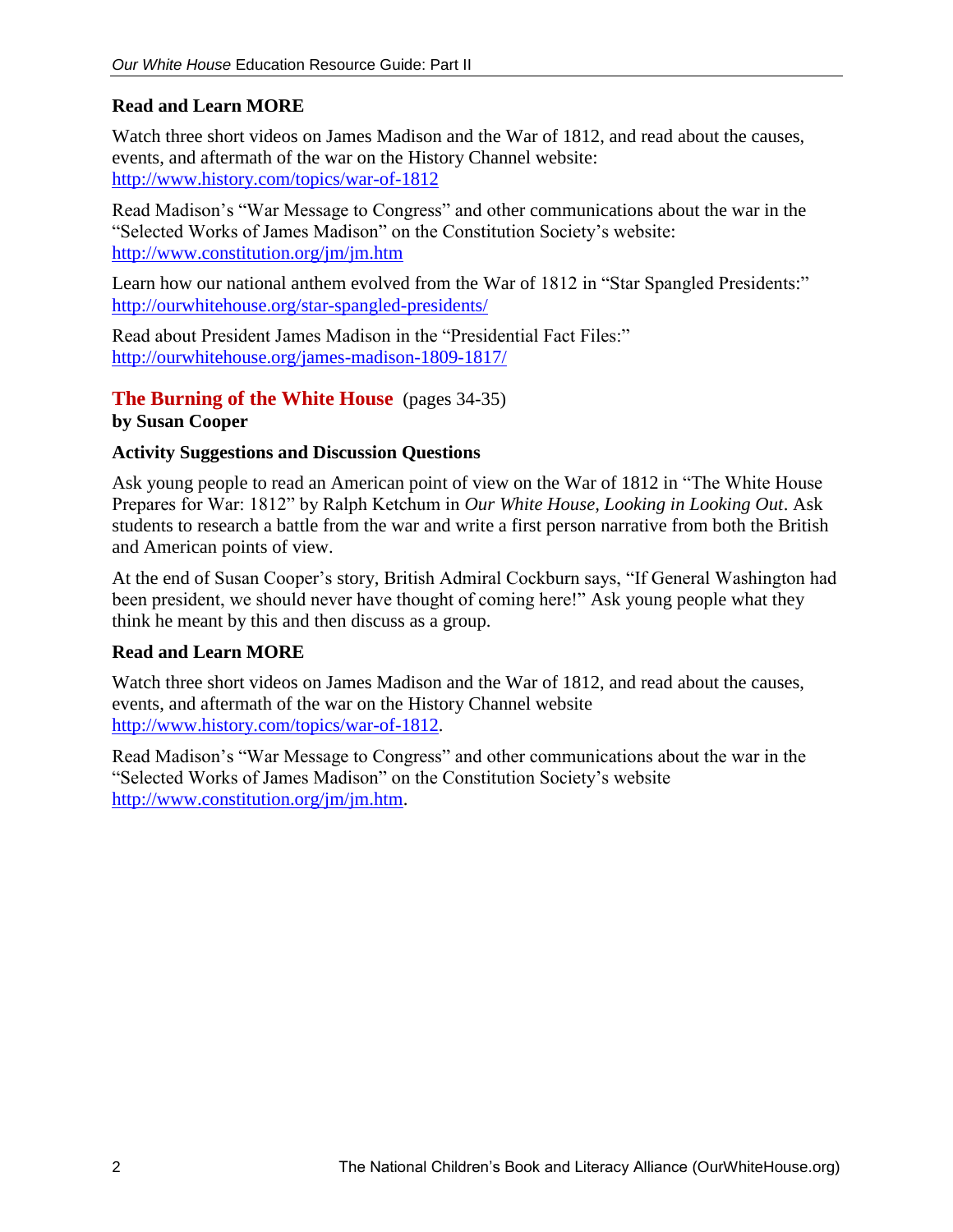### Read and Learn MORE

Watch three short videos on James Madison and the War of 1812, and read about the causes, events, and aftermath of the war on the History Channel website: http://www.history.com/topics/war-of-1812

Read Madison's "War Message to Congress" and other communications about the war in the "Selected Works of James Madison" on the Constitution Society's website: http://www.constitution.org/jm/jm.htm

Learn how our national anthem evolved from the War of 1812 in "Star Spangled Presidents:" http://ourwhitehouse.org/star-spangled-presidents/

Read about President James Madison in the "Presidential Fact Files:" http://ourwhitehouse.org/james-madison-1809-1817/

## The Burning of the White House (pages 34-35)

**by Susan Cooper**

### Activity Suggestions and Discussion Questions

Ask young people to read an American point of view on the War of 1812 in "The White House Prepares for War: 1812" by Ralph Ketchum in *Our White House, Looking in Looking Out*. Ask students to research a battle from the war and write a first person narrative from both the British and American points of view.

At the end of Susan Cooper's story, British Admiral Cockburn says, "If General Washington had been president, we should never have thought of coming here!" Ask young people what they think he meant by this and then discuss as a group.

### Read and Learn MORE

Watch three short videos on James Madison and the War of 1812, and read about the causes, events, and aftermath of the war on the History Channel website http://www.history.com/topics/war-of-1812.

Read Madison's "War Message to Congress" and other communications about the war in the "Selected Works of James Madison" on the Constitution Society's website http://www.constitution.org/jm/jm.htm.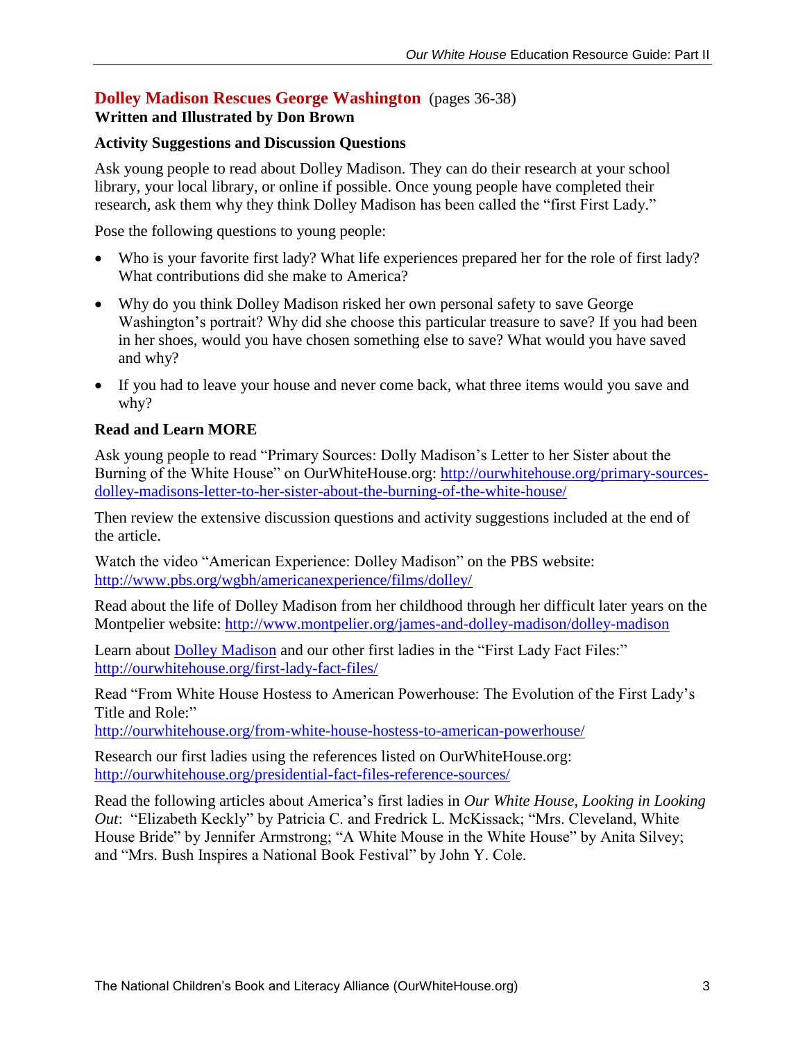## Dolley Madison Rescues George Washington (pages 36-38)

**Written and Illustrated by Don Brown**

### Activity Suggestions and Discussion Questions

Ask young people to read about Dolley Madison. They can do their research at your school library, your local library, or online if possible. Once young people have completed their research, ask them why they think Dolley Madison has been called the "first First Lady."

Pose the following questions to young people:

- Who is your favorite first lady? What life experiences prepared her for the role of first lady? What contributions did she make to America?
- Why do you think Dolley Madison risked her own personal safety to save George Washington's portrait? Why did she choose this particular treasure to save? If you had been in her shoes, would you have chosen something else to save? What would you have saved and why?
- If you had to leave your house and never come back, what three items would you save and why?

### Read and Learn MORE

Ask young people to read "Primary Sources: Dolly Madison's Letter to her Sister about the Burning of the White House" on OurWhiteHouse.org: http://ourwhitehouse.org/primary-sources-dolley-madisons-letter-to-her-sister-about-the-burning-of-the-white-house/

Then review the extensive discussion questions and activity suggestions included at the end of the article.

Watch the video "American Experience: Dolley Madison" on the PBS website: http://www.pbs.org/wgbh/americanexperience/films/dolley/

Read about the life of Dolley Madison from her childhood through her difficult later years on the Montpelier website: http://www.montpelier.org/james-and-dolley-madison/dolley-madison

Learn about Dolley Madison and our other first ladies in the "First Lady Fact Files:" http://ourwhitehouse.org/first-lady-fact-files/

Read "From White House Hostess to American Powerhouse: The Evolution of the First Lady's Title and Role:" http://ourwhitehouse.org/from-white-house-hostess-to-american-powerhouse/

Research our first ladies using the references listed on OurWhiteHouse.org: http://ourwhitehouse.org/presidential-fact-files-reference-sources/

Read the following articles about America's first ladies in *Our White House, Looking in Looking Out*: "Elizabeth Keckly" by Patricia C. and Fredrick L. McKissack; "Mrs. Cleveland, White House Bride" by Jennifer Armstrong; "A White Mouse in the White House" by Anita Silvey; and "Mrs. Bush Inspires a National Book Festival" by John Y. Cole.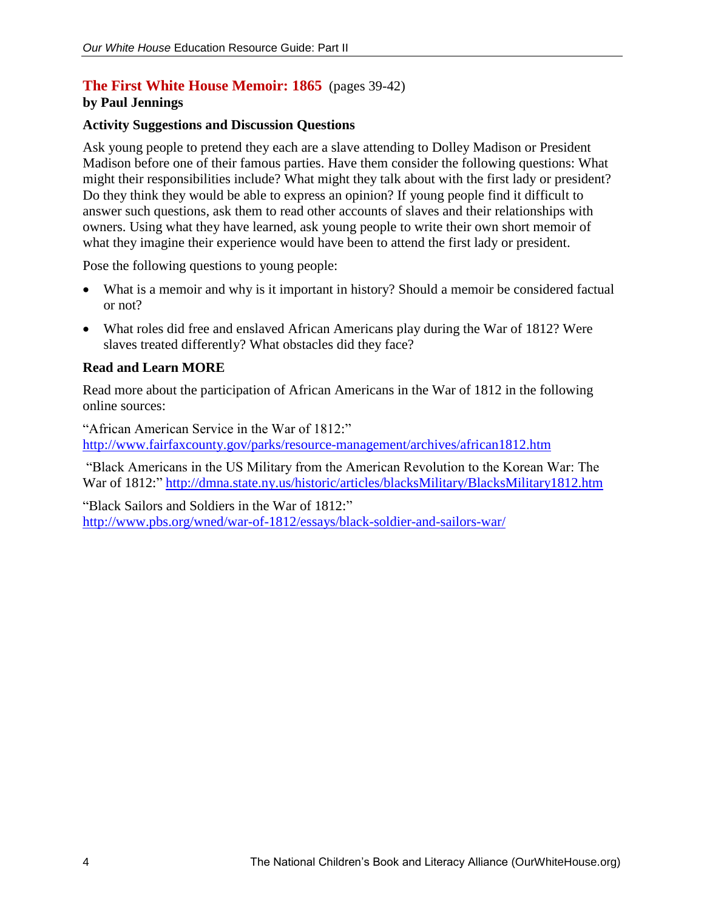## The First White House Memoir: 1865 (pages 39-42)

**by Paul Jennings**

**Activity Suggestions and Discussion Questions**

Ask young people to pretend they each are a slave attending to Dolley Madison or President Madison before one of their famous parties. Have them consider the following questions: What might their responsibilities include? What might they talk about with the first lady or president? Do they think they would be able to express an opinion? If young people find it difficult to answer such questions, ask them to read other accounts of slaves and their relationships with owners. Using what they have learned, ask young people to write their own short memoir of what they imagine their experience would have been to attend the first lady or president.

Pose the following questions to young people:

- What is a memoir and why is it important in history? Should a memoir be considered factual or not?
- What roles did free and enslaved African Americans play during the War of 1812? Were slaves treated differently? What obstacles did they face?

**Read and Learn MORE**

Read more about the participation of African Americans in the War of 1812 in the following online sources:

"African American Service in the War of 1812:"
http://www.fairfaxcounty.gov/parks/resource-management/archives/african1812.htm

"Black Americans in the US Military from the American Revolution to the Korean War: The War of 1812:" http://dmna.state.ny.us/historic/articles/blacksMilitary/BlacksMilitary1812.htm

"Black Sailors and Soldiers in the War of 1812:"
http://www.pbs.org/wned/war-of-1812/essays/black-soldier-and-sailors-war/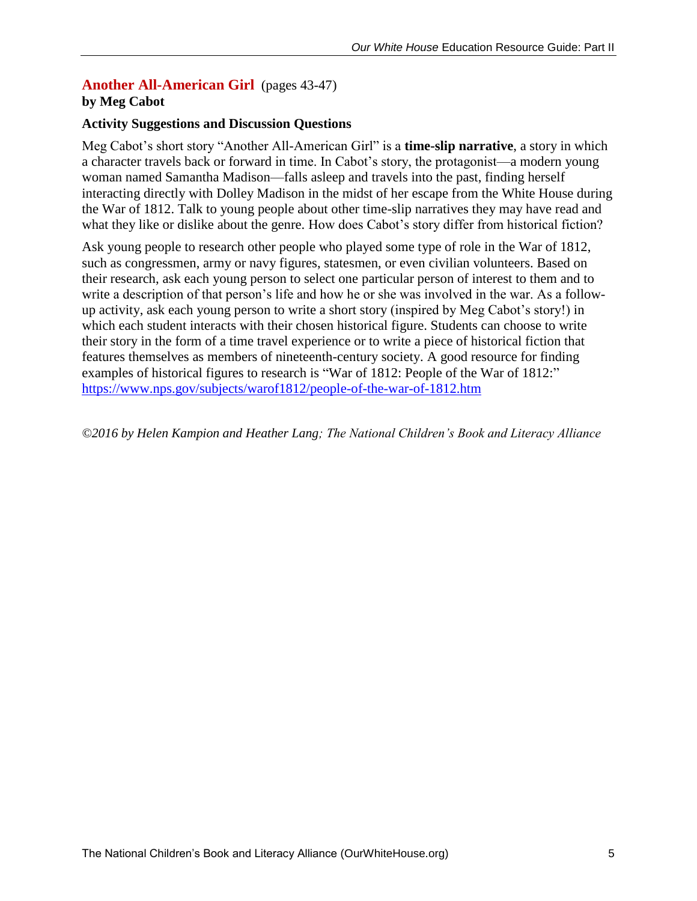## Another All-American Girl (pages 43-47)
**by Meg Cabot**

**Activity Suggestions and Discussion Questions**

Meg Cabot's short story "Another All-American Girl" is a **time-slip narrative**, a story in which a character travels back or forward in time. In Cabot's story, the protagonist—a modern young woman named Samantha Madison—falls asleep and travels into the past, finding herself interacting directly with Dolley Madison in the midst of her escape from the White House during the War of 1812. Talk to young people about other time-slip narratives they may have read and what they like or dislike about the genre. How does Cabot's story differ from historical fiction?

Ask young people to research other people who played some type of role in the War of 1812, such as congressmen, army or navy figures, statesmen, or even civilian volunteers. Based on their research, ask each young person to select one particular person of interest to them and to write a description of that person's life and how he or she was involved in the war. As a follow-up activity, ask each young person to write a short story (inspired by Meg Cabot's story!) in which each student interacts with their chosen historical figure. Students can choose to write their story in the form of a time travel experience or to write a piece of historical fiction that features themselves as members of nineteenth-century society. A good resource for finding examples of historical figures to research is "War of 1812: People of the War of 1812:" https://www.nps.gov/subjects/warof1812/people-of-the-war-of-1812.htm

*©2016 by Helen Kampion and Heather Lang; The National Children's Book and Literacy Alliance*